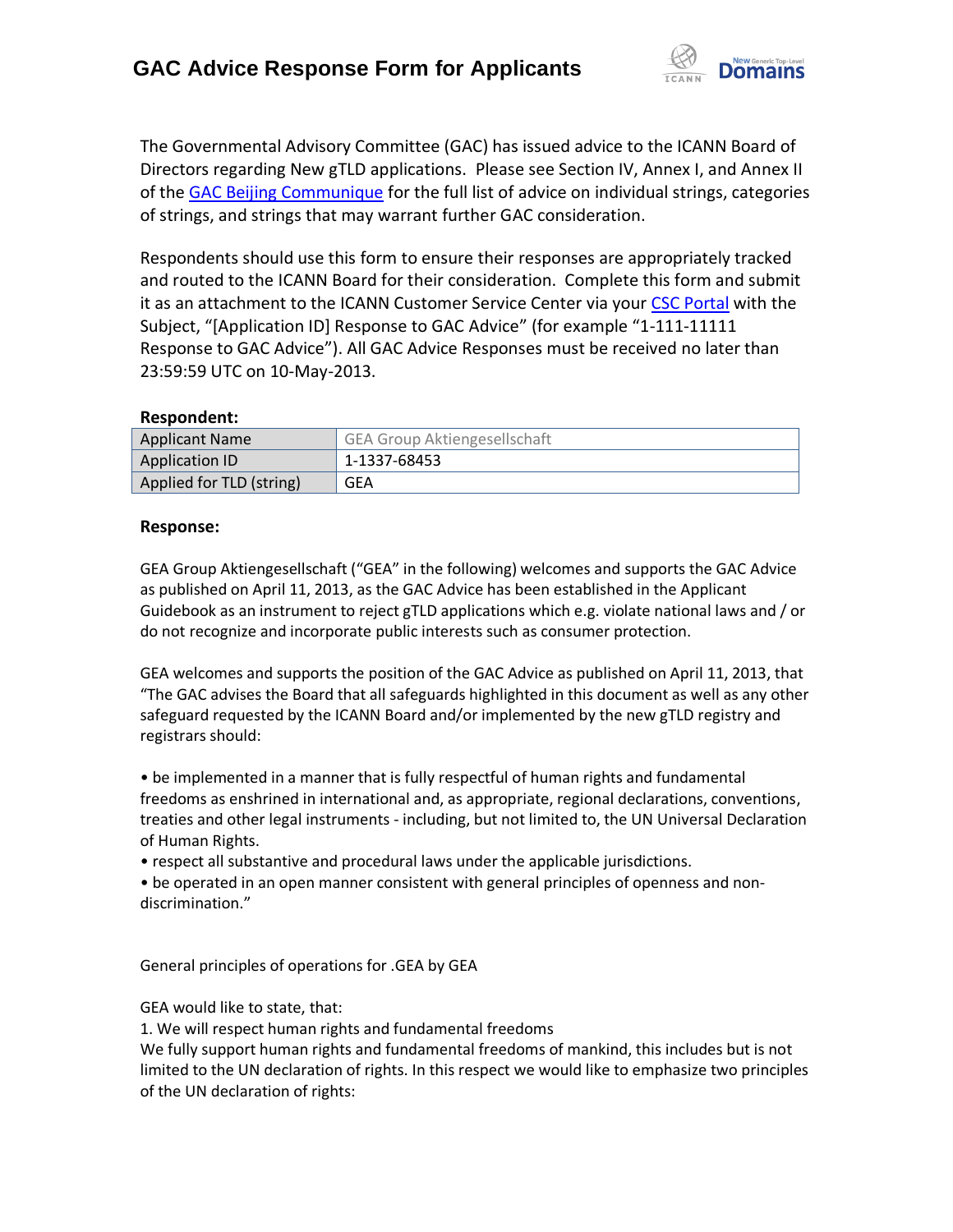# GAC Advice Response Form for Applicants

The Governmental Advisory Committee (GAC) has issued advice to the ICANN Board of Directors regarding New gTLD applications. Please see Section IV, Annex I, and Annex II of the GAC Beijing Communique for the full list of advice on individual strings, categories of strings, and strings that may warrant further GAC consideration.

Respondents should use this form to ensure their responses are appropriately tracked and routed to the ICANN Board for their consideration. Complete this form and submit it as an attachment to the ICANN Customer Service Center via your CSC Portal with the Subject, "[Application ID] Response to GAC Advice" (for example "1-111-11111 Response to GAC Advice"). All GAC Advice Responses must be received no later than 23:59:59 UTC on 10-May-2013.

**Respondent:**

| Applicant Name | GEA Group Aktiengesellschaft |
|---|---|
| Application ID | 1-1337-68453 |
| Applied for TLD (string) | GEA |

**Response:**

GEA Group Aktiengesellschaft ("GEA" in the following) welcomes and supports the GAC Advice as published on April 11, 2013, as the GAC Advice has been established in the Applicant Guidebook as an instrument to reject gTLD applications which e.g. violate national laws and / or do not recognize and incorporate public interests such as consumer protection.

GEA welcomes and supports the position of the GAC Advice as published on April 11, 2013, that "The GAC advises the Board that all safeguards highlighted in this document as well as any other safeguard requested by the ICANN Board and/or implemented by the new gTLD registry and registrars should:

- be implemented in a manner that is fully respectful of human rights and fundamental freedoms as enshrined in international and, as appropriate, regional declarations, conventions, treaties and other legal instruments - including, but not limited to, the UN Universal Declaration of Human Rights.
- respect all substantive and procedural laws under the applicable jurisdictions.
- be operated in an open manner consistent with general principles of openness and non-discrimination."

General principles of operations for .GEA by GEA

GEA would like to state, that:

1. We will respect human rights and fundamental freedoms

We fully support human rights and fundamental freedoms of mankind, this includes but is not limited to the UN declaration of rights. In this respect we would like to emphasize two principles of the UN declaration of rights: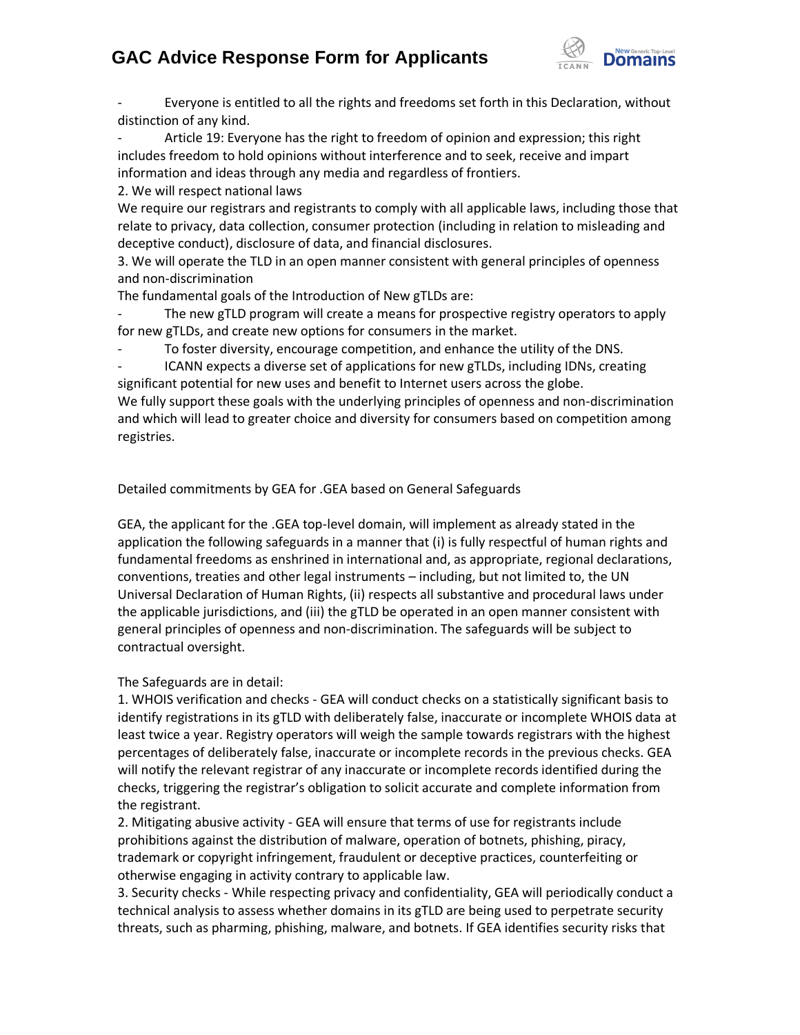- Everyone is entitled to all the rights and freedoms set forth in this Declaration, without distinction of any kind.
- Article 19: Everyone has the right to freedom of opinion and expression; this right includes freedom to hold opinions without interference and to seek, receive and impart information and ideas through any media and regardless of frontiers.

2. We will respect national laws

We require our registrars and registrants to comply with all applicable laws, including those that relate to privacy, data collection, consumer protection (including in relation to misleading and deceptive conduct), disclosure of data, and financial disclosures.

3. We will operate the TLD in an open manner consistent with general principles of openness and non-discrimination

The fundamental goals of the Introduction of New gTLDs are:

- The new gTLD program will create a means for prospective registry operators to apply for new gTLDs, and create new options for consumers in the market.
- To foster diversity, encourage competition, and enhance the utility of the DNS.
- ICANN expects a diverse set of applications for new gTLDs, including IDNs, creating significant potential for new uses and benefit to Internet users across the globe.

We fully support these goals with the underlying principles of openness and non-discrimination and which will lead to greater choice and diversity for consumers based on competition among registries.

Detailed commitments by GEA for .GEA based on General Safeguards

GEA, the applicant for the .GEA top-level domain, will implement as already stated in the application the following safeguards in a manner that (i) is fully respectful of human rights and fundamental freedoms as enshrined in international and, as appropriate, regional declarations, conventions, treaties and other legal instruments – including, but not limited to, the UN Universal Declaration of Human Rights, (ii) respects all substantive and procedural laws under the applicable jurisdictions, and (iii) the gTLD be operated in an open manner consistent with general principles of openness and non-discrimination. The safeguards will be subject to contractual oversight.

The Safeguards are in detail:

1. WHOIS verification and checks - GEA will conduct checks on a statistically significant basis to identify registrations in its gTLD with deliberately false, inaccurate or incomplete WHOIS data at least twice a year. Registry operators will weigh the sample towards registrars with the highest percentages of deliberately false, inaccurate or incomplete records in the previous checks. GEA will notify the relevant registrar of any inaccurate or incomplete records identified during the checks, triggering the registrar's obligation to solicit accurate and complete information from the registrant.
2. Mitigating abusive activity - GEA will ensure that terms of use for registrants include prohibitions against the distribution of malware, operation of botnets, phishing, piracy, trademark or copyright infringement, fraudulent or deceptive practices, counterfeiting or otherwise engaging in activity contrary to applicable law.
3. Security checks - While respecting privacy and confidentiality, GEA will periodically conduct a technical analysis to assess whether domains in its gTLD are being used to perpetrate security threats, such as pharming, phishing, malware, and botnets. If GEA identifies security risks that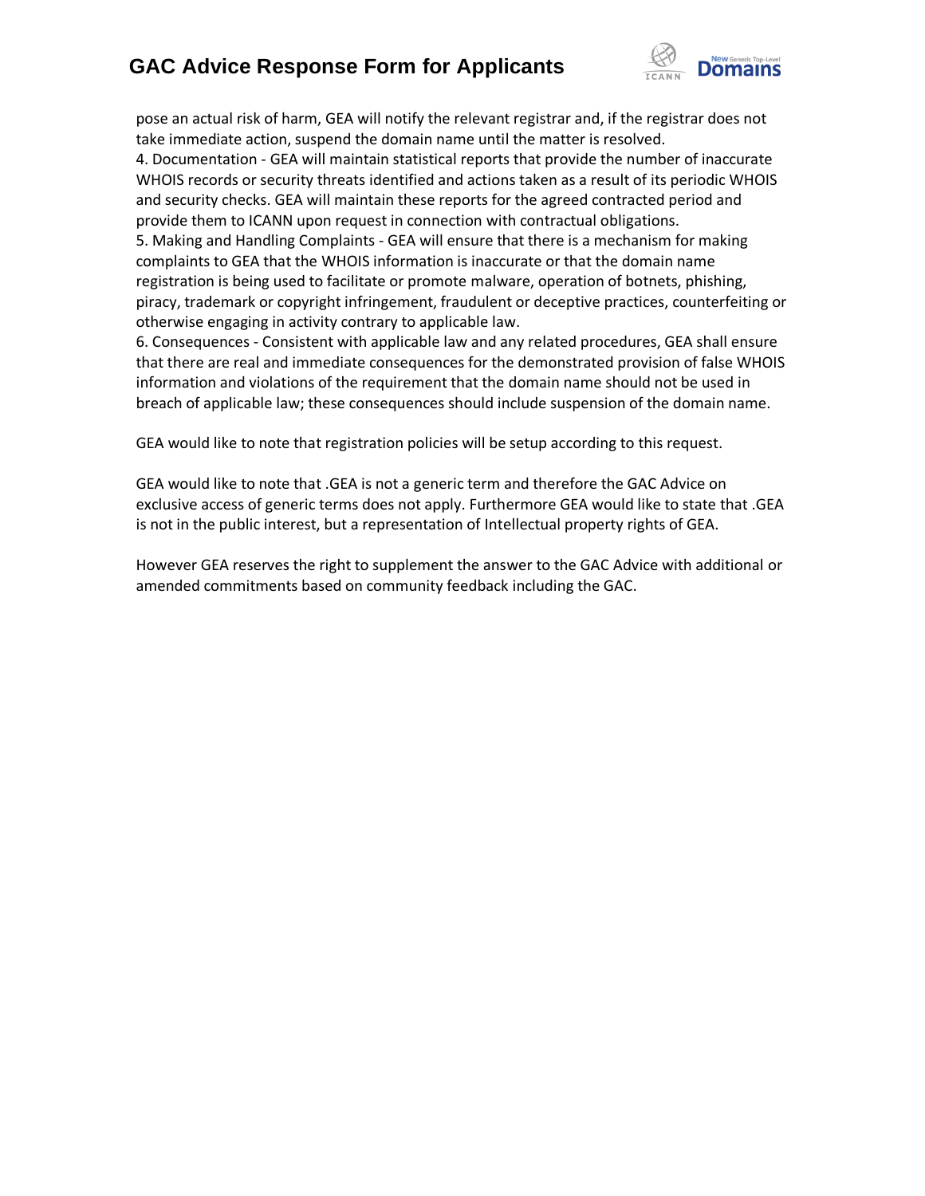pose an actual risk of harm, GEA will notify the relevant registrar and, if the registrar does not take immediate action, suspend the domain name until the matter is resolved.

4. Documentation - GEA will maintain statistical reports that provide the number of inaccurate WHOIS records or security threats identified and actions taken as a result of its periodic WHOIS and security checks. GEA will maintain these reports for the agreed contracted period and provide them to ICANN upon request in connection with contractual obligations.

5. Making and Handling Complaints - GEA will ensure that there is a mechanism for making complaints to GEA that the WHOIS information is inaccurate or that the domain name registration is being used to facilitate or promote malware, operation of botnets, phishing, piracy, trademark or copyright infringement, fraudulent or deceptive practices, counterfeiting or otherwise engaging in activity contrary to applicable law.

6. Consequences - Consistent with applicable law and any related procedures, GEA shall ensure that there are real and immediate consequences for the demonstrated provision of false WHOIS information and violations of the requirement that the domain name should not be used in breach of applicable law; these consequences should include suspension of the domain name.

GEA would like to note that registration policies will be setup according to this request.

GEA would like to note that .GEA is not a generic term and therefore the GAC Advice on exclusive access of generic terms does not apply. Furthermore GEA would like to state that .GEA is not in the public interest, but a representation of Intellectual property rights of GEA.

However GEA reserves the right to supplement the answer to the GAC Advice with additional or amended commitments based on community feedback including the GAC.